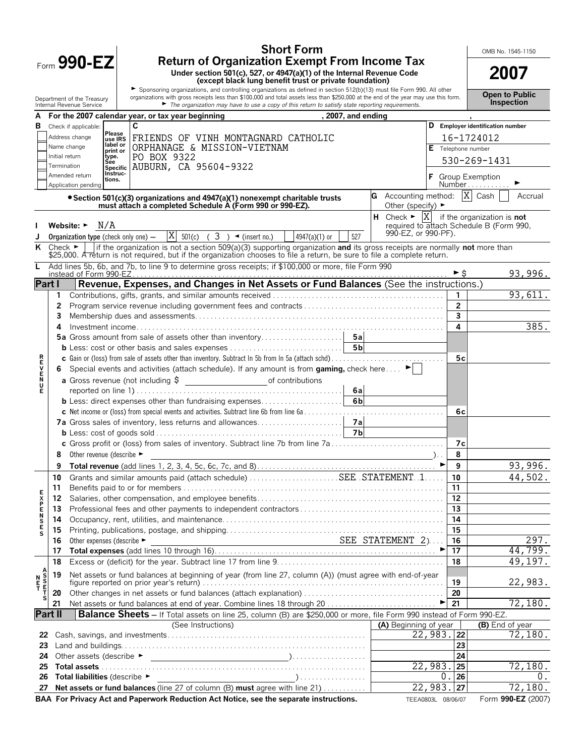# Form 990-EZ

**Short Form**
**Return of Organization Exempt From Income Tax**

**Under section 501(c), 527, or 4947(a)(1) of the Internal Revenue Code (except black lung benefit trust or private foundation)**

► Sponsoring organizations, and controlling organizations as defined in section 512(b)(13) must file Form 990. All other organizations with gross receipts less than $100,000 and total assets less than $250,000 at the end of the year may use this form.

► *The organization may have to use a copy of this return to satisfy state reporting requirements.*

Department of the Treasury
Internal Revenue Service

OMB No. 1545-1150

**2007**

**Open to Public Inspection**

**A** For the 2007 calendar year, or tax year beginning , 2007, and ending ,

**B** Check if applicable:
- Address change
- Name change
- Initial return
- Termination
- Amended return
- Application pending

Please use IRS label or print or type. See Specific Instructions.

**C**
FRIENDS OF VINH MONTAGNARD CATHOLIC
ORPHANAGE & MISSION-VIETNAM
PO BOX 9322
AUBURN, CA 95604-9322

**D** Employer identification number: 16-1724012

**E** Telephone number: 530-269-1431

**F** Group Exemption Number ►

• **Section 501(c)(3) organizations and 4947(a)(1) nonexempt charitable trusts must attach a completed Schedule A (Form 990 or 990-EZ).**

**G** Accounting method: [X] Cash [ ] Accrual Other (specify) ►

**H** Check ► [X] if the organization is **not** required to attach Schedule B (Form 990, 990-EZ, or 990-PF).

**I** Website: ► N/A

**J** Organization type (check only one) — [X] 501(c) ( 3 ) ◄ (insert no.) [ ] 4947(a)(1) or [ ] 527

**K** Check ► [ ] if the organization is not a section 509(a)(3) supporting organization **and** its gross receipts are normally **not** more than $25,000. A return is not required, but if the organization chooses to file a return, be sure to file a complete return.

**L** Add lines 5b, 6b, and 7b, to line 9 to determine gross receipts; if $100,000 or more, file Form 990 instead of Form 990-EZ ► $ 93,996.

## Part I — Revenue, Expenses, and Changes in Net Assets or Fund Balances (See the instructions.)

| Section | Line | Description | | | Line | Amount |
|---|---|---|---|---|---|---|
| REVENUE | 1 | Contributions, gifts, grants, and similar amounts received | | | 1 | 93,611. |
| | 2 | Program service revenue including government fees and contracts | | | 2 | |
| | 3 | Membership dues and assessments | | | 3 | |
| | 4 | Investment income | | | 4 | 385. |
| | 5a | Gross amount from sale of assets other than inventory | 5a | | | |
| | b | Less: cost or other basis and sales expenses | 5b | | | |
| | c | Gain or (loss) from sale of assets other than inventory. Subtract ln 5b from ln 5a (attach schd) | | | 5c | |
| | 6 | Special events and activities (attach schedule). If any amount is from **gaming,** check here ► [ ] | | | | |
| | a | Gross revenue (not including $ ______ of contributions reported on line 1) | 6a | | | |
| | b | Less: direct expenses other than fundraising expenses | 6b | | | |
| | c | Net income or (loss) from special events and activities. Subtract line 6b from line 6a | | | 6c | |
| | 7a | Gross sales of inventory, less returns and allowances | 7a | | | |
| | b | Less: cost of goods sold | 7b | | | |
| | c | Gross profit or (loss) from sales of inventory. Subtract line 7b from line 7a | | | 7c | |
| | 8 | Other revenue (describe ► ) | | | 8 | |
| | 9 | **Total revenue** (add lines 1, 2, 3, 4, 5c, 6c, 7c, and 8) ► | | | 9 | 93,996. |
| EXPENSES | 10 | Grants and similar amounts paid (attach schedule) SEE STATEMENT 1 | | | 10 | 44,502. |
| | 11 | Benefits paid to or for members | | | 11 | |
| | 12 | Salaries, other compensation, and employee benefits | | | 12 | |
| | 13 | Professional fees and other payments to independent contractors | | | 13 | |
| | 14 | Occupancy, rent, utilities, and maintenance | | | 14 | |
| | 15 | Printing, publications, postage, and shipping | | | 15 | |
| | 16 | Other expenses (describe ► SEE STATEMENT 2) | | | 16 | 297. |
| | 17 | **Total expenses** (add lines 10 through 16) ► | | | 17 | 44,799. |
| NET ASSETS | 18 | Excess or (deficit) for the year. Subtract line 17 from line 9 | | | 18 | 49,197. |
| | 19 | Net assets or fund balances at beginning of year (from line 27, column (A)) (must agree with end-of-year figure reported on prior year's return) | | | 19 | 22,983. |
| | 20 | Other changes in net assets or fund balances (attach explanation) | | | 20 | |
| | 21 | Net assets or fund balances at end of year. Combine lines 18 through 20 ► | | | 21 | 72,180. |

## Part II — Balance Sheets – If Total assets on line 25, column (B) are $250,000 or more, file Form 990 instead of Form 990-EZ.

| Line | (See Instructions) | (A) Beginning of year | Line | (B) End of year |
|---|---|---|---|---|
| 22 | Cash, savings, and investments | 22,983. | 22 | 72,180. |
| 23 | Land and buildings | | 23 | |
| 24 | Other assets (describe ► ) | | 24 | |
| 25 | **Total assets** | 22,983. | 25 | 72,180. |
| 26 | **Total liabilities** (describe ► ) | 0. | 26 | 0. |
| 27 | **Net assets or fund balances** (line 27 of column (B) **must** agree with line 21) | 22,983. | 27 | 72,180. |

**BAA For Privacy Act and Paperwork Reduction Act Notice, see the separate instructions.** TEEA0803L 08/06/07 Form **990-EZ** (2007)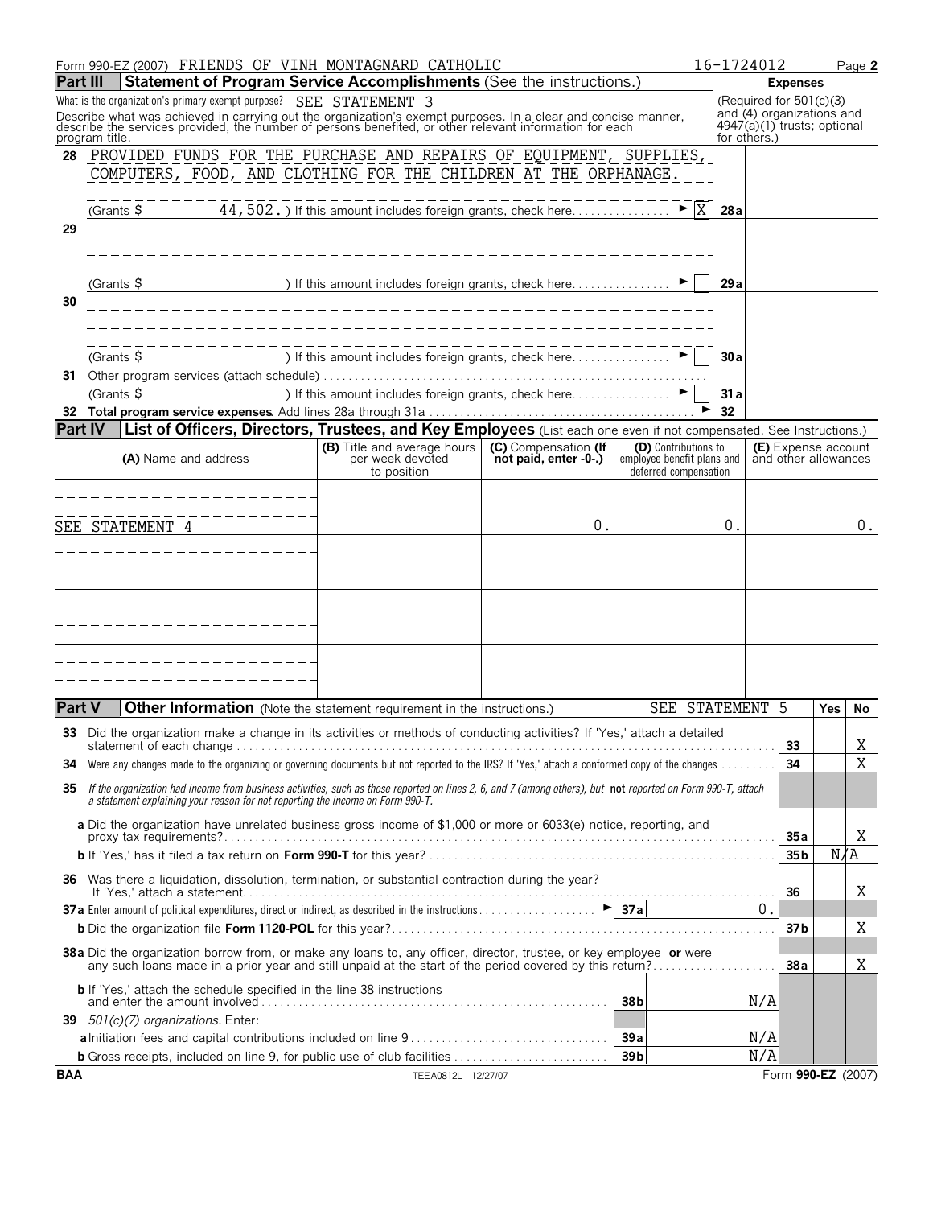Form 990-EZ (2007) FRIENDS OF VINH MONTAGNARD CATHOLIC 16-1724012 Page **2**

## Part III Statement of Program Service Accomplishments (See the instructions.)

What is the organization's primary exempt purpose? SEE STATEMENT 3

Describe what was achieved in carrying out the organization's exempt purposes. In a clear and concise manner, describe the services provided, the number of persons benefited, or other relevant information for each program title.

**Expenses** (Required for 501(c)(3) and (4) organizations and 4947(a)(1) trusts; optional for others.)

| | | | |
|---|---|---|---|
| **28** | PROVIDED FUNDS FOR THE PURCHASE AND REPAIRS OF EQUIPMENT, SUPPLIES, COMPUTERS, FOOD, AND CLOTHING FOR THE CHILDREN AT THE ORPHANAGE. (Grants $ 44,502.) If this amount includes foreign grants, check here ► [X] | 28a | |
| **29** | (Grants $ ) If this amount includes foreign grants, check here ► [ ] | 29a | |
| **30** | (Grants $ ) If this amount includes foreign grants, check here ► [ ] | 30a | |
| **31** | Other program services (attach schedule) (Grants $ ) If this amount includes foreign grants, check here ► [ ] | 31a | |
| **32** | **Total program service expenses** Add lines 28a through 31a ► | 32 | |

## Part IV List of Officers, Directors, Trustees, and Key Employees (List each one even if not compensated. See Instructions.)

| (A) Name and address | (B) Title and average hours per week devoted to position | (C) Compensation (If not paid, enter -0-.) | (D) Contributions to employee benefit plans and deferred compensation | (E) Expense account and other allowances |
|---|---|---|---|---|
| SEE STATEMENT 4 | | 0. | 0. | 0. |
| | | | | |
| | | | | |
| | | | | |

## Part V Other Information (Note the statement requirement in the instructions.) SEE STATEMENT 5

| | | | Yes | No |
|---|---|---|---|---|
| **33** | Did the organization make a change in its activities or methods of conducting activities? If 'Yes,' attach a detailed statement of each change | 33 | | X |
| **34** | Were any changes made to the organizing or governing documents but not reported to the IRS? If 'Yes,' attach a conformed copy of the changes | 34 | | X |
| **35** | *If the organization had income from business activities, such as those reported on lines 2, 6, and 7 (among others), but* **not** *reported on Form 990-T, attach a statement explaining your reason for not reporting the income on Form 990-T.* | | | |
| | **a** Did the organization have unrelated business gross income of $1,000 or more or 6033(e) notice, reporting, and proxy tax requirements? | 35a | | X |
| | **b** If 'Yes,' has it filed a tax return on **Form 990-T** for this year? | 35b | N/A | |
| **36** | Was there a liquidation, dissolution, termination, or substantial contraction during the year? If 'Yes,' attach a statement | 36 | | X |
| **37a** | Enter amount of political expenditures, direct or indirect, as described in the instructions ► 37a 0. | | | |
| | **b** Did the organization file **Form 1120-POL** for this year? | 37b | | X |
| **38a** | Did the organization borrow from, or make any loans to, any officer, director, trustee, or key employee **or** were any such loans made in a prior year and still unpaid at the start of the period covered by this return? | 38a | | X |
| | **b** If 'Yes,' attach the schedule specified in the line 38 instructions and enter the amount involved — 38b N/A | | | |
| **39** | *501(c)(7) organizations.* Enter: | | | |
| | **a** Initiation fees and capital contributions included on line 9 — 39a N/A | | | |
| | **b** Gross receipts, included on line 9, for public use of club facilities — 39b N/A | | | |

BAA TEEA0812L 12/27/07 Form **990-EZ** (2007)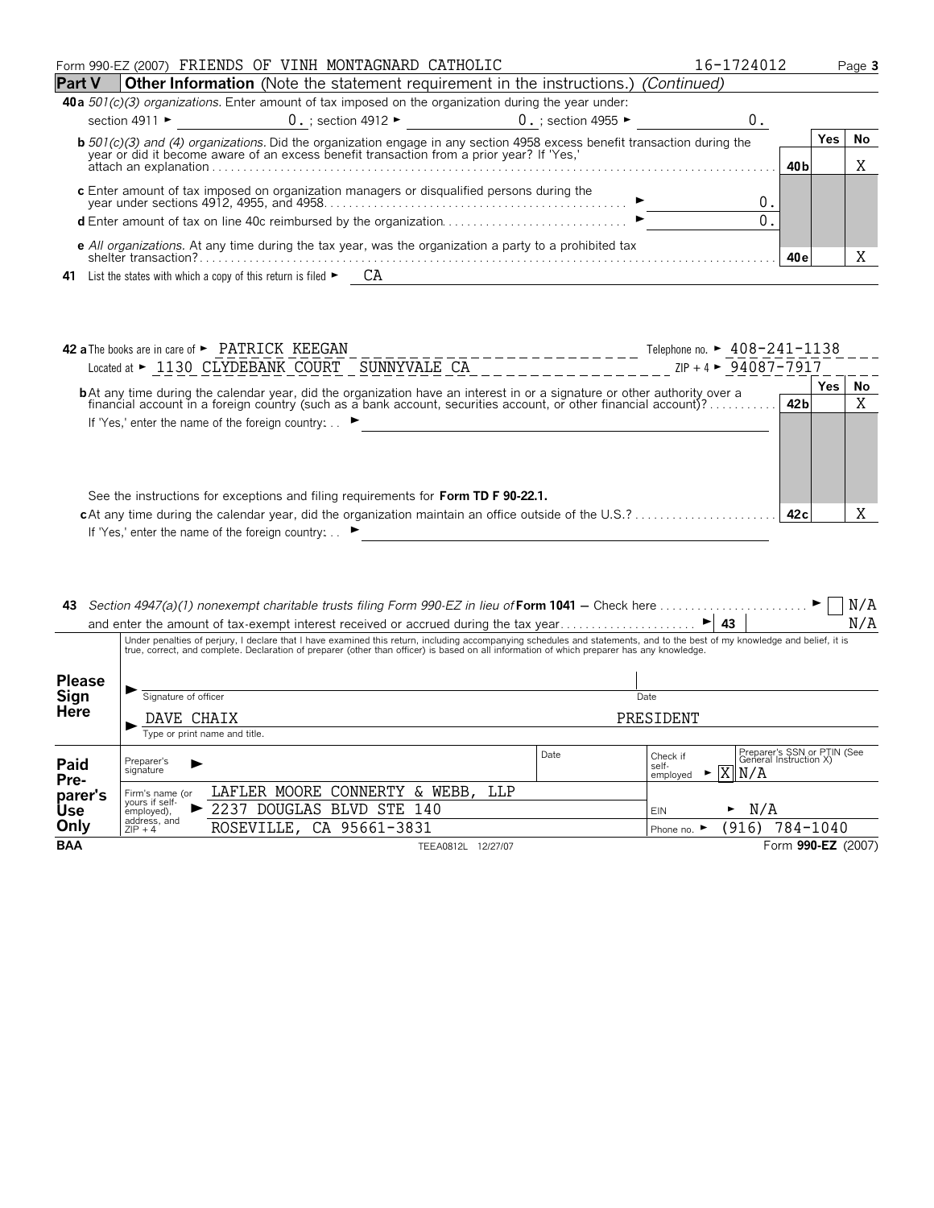Form 990-EZ (2007) FRIENDS OF VINH MONTAGNARD CATHOLIC 16-1724012 Page **3**

**Part V** **Other Information** (Note the statement requirement in the instructions.) *(Continued)*

**40a** *501(c)(3) organizations.* Enter amount of tax imposed on the organization during the year under:

section 4911 ► 0. ; section 4912 ► 0. ; section 4955 ► 0.

| | | Yes | No |
|---|---|---|---|
| **b** *501(c)(3) and (4) organizations.* Did the organization engage in any section 4958 excess benefit transaction during the year or did it become aware of an excess benefit transaction from a prior year? If 'Yes,' attach an explanation | **40b** | | X |
| **c** Enter amount of tax imposed on organization managers or disqualified persons during the year under sections 4912, 4955, and 4958 ► 0. | | | |
| **d** Enter amount of tax on line 40c reimbursed by the organization ► 0. | | | |
| **e** *All organizations.* At any time during the tax year, was the organization a party to a prohibited tax shelter transaction? | **40e** | | X |

**41** List the states with which a copy of this return is filed ► CA

**42 a** The books are in care of ► PATRICK KEEGAN Telephone no. ► 408-241-1138

Located at ► 1130 CLYDEBANK COURT SUNNYVALE CA ZIP + 4 ► 94087-7917

| | | Yes | No |
|---|---|---|---|
| **b** At any time during the calendar year, did the organization have an interest in or a signature or other authority over a financial account in a foreign country (such as a bank account, securities account, or other financial account)? | **42b** | | X |
| If 'Yes,' enter the name of the foreign country: ► | | | |
| See the instructions for exceptions and filing requirements for **Form TD F 90-22.1.** | | | |
| **c** At any time during the calendar year, did the organization maintain an office outside of the U.S.? | **42c** | | X |
| If 'Yes,' enter the name of the foreign country: ► | | | |

**43** *Section 4947(a)(1) nonexempt charitable trusts filing Form 990-EZ in lieu of* **Form 1041** — Check here ► ☐ N/A

and enter the amount of tax-exempt interest received or accrued during the tax year ► **43** N/A

**Please Sign Here**

Under penalties of perjury, I declare that I have examined this return, including accompanying schedules and statements, and to the best of my knowledge and belief, it is true, correct, and complete. Declaration of preparer (other than officer) is based on all information of which preparer has any knowledge.

► Signature of officer Date

► DAVE CHAIX PRESIDENT
Type or print name and title.

**Paid Preparer's Use Only**

| Preparer's signature ► | Date | Check if self-employed ► [X] | Preparer's SSN or PTIN (See General Instruction X) N/A |
|---|---|---|---|
| Firm's name (or yours if self-employed), address, and ZIP + 4 ► LAFLER MOORE CONNERTY & WEBB, LLP 2237 DOUGLAS BLVD STE 140 ROSEVILLE, CA 95661-3831 | | EIN ► N/A | Phone no. ► (916) 784-1040 |

**BAA** TEEA0812L 12/27/07 Form **990-EZ** (2007)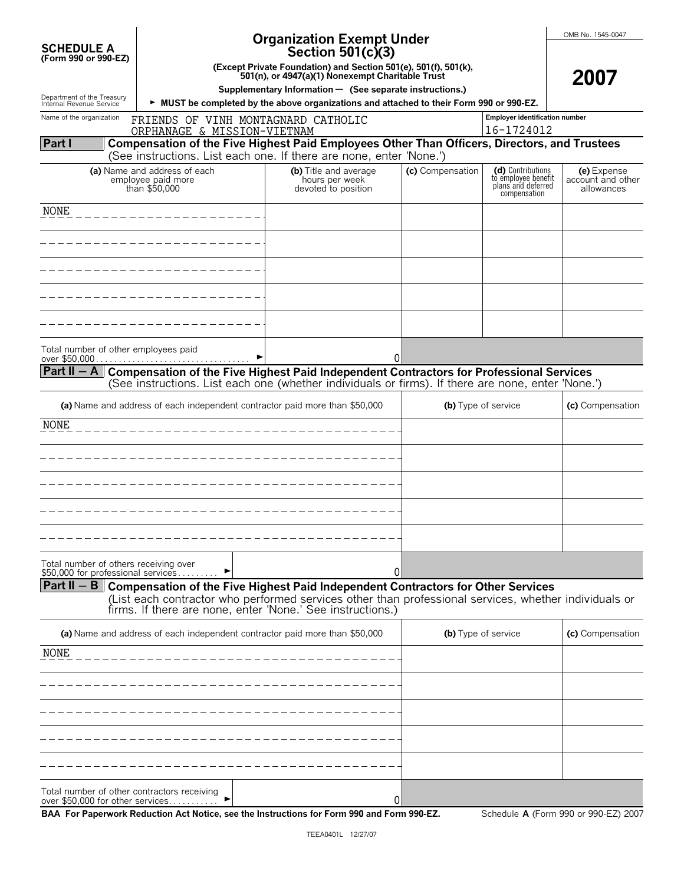**SCHEDULE A (Form 990 or 990-EZ)**

Department of the Treasury Internal Revenue Service

# Organization Exempt Under Section 501(c)(3)

**(Except Private Foundation) and Section 501(e), 501(f), 501(k), 501(n), or 4947(a)(1) Nonexempt Charitable Trust**

**Supplementary Information — (See separate instructions.)**

► **MUST be completed by the above organizations and attached to their Form 990 or 990-EZ.**

OMB No. 1545-0047

**2007**

Name of the organization: FRIENDS OF VINH MONTAGNARD CATHOLIC ORPHANAGE & MISSION-VIETNAM

Employer identification number: 16-1724012

## Part I — Compensation of the Five Highest Paid Employees Other Than Officers, Directors, and Trustees

(See instructions. List each one. If there are none, enter 'None.')

| (a) Name and address of each employee paid more than $50,000 | (b) Title and average hours per week devoted to position | (c) Compensation | (d) Contributions to employee benefit plans and deferred compensation | (e) Expense account and other allowances |
|---|---|---|---|---|
| NONE | | | | |
| | | | | |
| | | | | |
| | | | | |
| | | | | |
| Total number of other employees paid over $50,000 ► | 0 | | | |

## Part II — A — Compensation of the Five Highest Paid Independent Contractors for Professional Services

(See instructions. List each one (whether individuals or firms). If there are none, enter 'None.')

| (a) Name and address of each independent contractor paid more than $50,000 | (b) Type of service | (c) Compensation |
|---|---|---|
| NONE | | |
| | | |
| | | |
| | | |
| | | |
| Total number of others receiving over $50,000 for professional services ► 0 | | |

## Part II — B — Compensation of the Five Highest Paid Independent Contractors for Other Services

(List each contractor who performed services other than professional services, whether individuals or firms. If there are none, enter 'None.' See instructions.)

| (a) Name and address of each independent contractor paid more than $50,000 | (b) Type of service | (c) Compensation |
|---|---|---|
| NONE | | |
| | | |
| | | |
| | | |
| | | |
| Total number of other contractors receiving over $50,000 for other services ► 0 | | |

**BAA For Paperwork Reduction Act Notice, see the Instructions for Form 990 and Form 990-EZ.** Schedule **A** (Form 990 or 990-EZ) 2007

TEEA0401L 12/27/07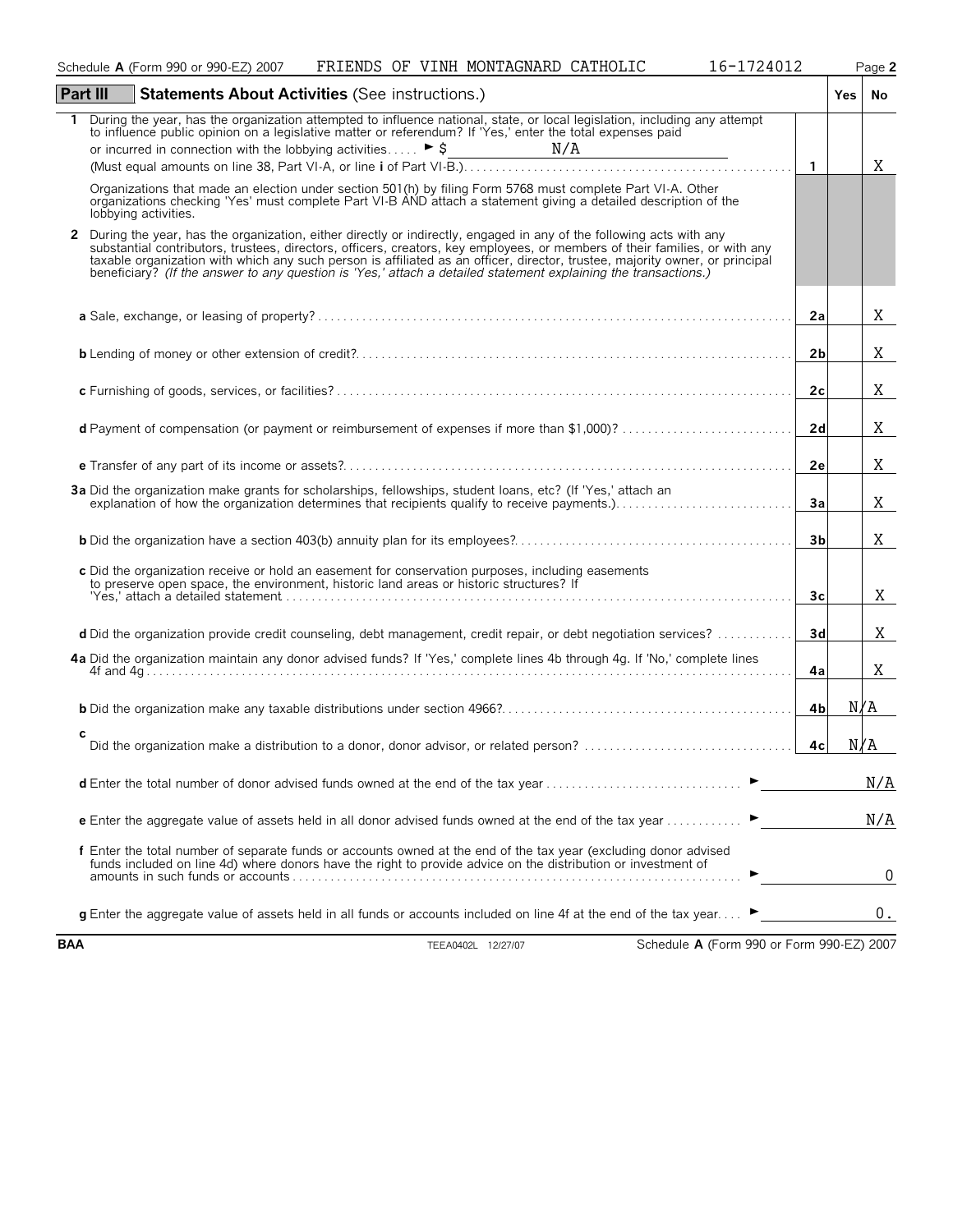Schedule **A** (Form 990 or 990-EZ) 2007 FRIENDS OF VINH MONTAGNARD CATHOLIC 16-1724012 Page **2**

## Part III Statements About Activities (See instructions.)

| | | | Yes | No |
|---|---|---|---|---|
| **1** | During the year, has the organization attempted to influence national, state, or local legislation, including any attempt to influence public opinion on a legislative matter or referendum? If 'Yes,' enter the total expenses paid or incurred in connection with the lobbying activities ► $ N/A (Must equal amounts on line 38, Part VI-A, or line **i** of Part VI-B.) | **1** | | X |
| | Organizations that made an election under section 501(h) by filing Form 5768 must complete Part VI-A. Other organizations checking 'Yes' must complete Part VI-B AND attach a statement giving a detailed description of the lobbying activities. | | | |
| **2** | During the year, has the organization, either directly or indirectly, engaged in any of the following acts with any substantial contributors, trustees, directors, officers, creators, key employees, or members of their families, or with any taxable organization with which any such person is affiliated as an officer, director, trustee, majority owner, or principal beneficiary? *(If the answer to any question is 'Yes,' attach a detailed statement explaining the transactions.)* | | | |
| | **a** Sale, exchange, or leasing of property? | **2a** | | X |
| | **b** Lending of money or other extension of credit? | **2b** | | X |
| | **c** Furnishing of goods, services, or facilities? | **2c** | | X |
| | **d** Payment of compensation (or payment or reimbursement of expenses if more than $1,000)? | **2d** | | X |
| | **e** Transfer of any part of its income or assets? | **2e** | | X |
| **3a** | Did the organization make grants for scholarships, fellowships, student loans, etc? (If 'Yes,' attach an explanation of how the organization determines that recipients qualify to receive payments.) | **3a** | | X |
| | **b** Did the organization have a section 403(b) annuity plan for its employees? | **3b** | | X |
| | **c** Did the organization receive or hold an easement for conservation purposes, including easements to preserve open space, the environment, historic land areas or historic structures? If 'Yes,' attach a detailed statement | **3c** | | X |
| | **d** Did the organization provide credit counseling, debt management, credit repair, or debt negotiation services? | **3d** | | X |
| **4a** | Did the organization maintain any donor advised funds? If 'Yes,' complete lines 4b through 4g. If 'No,' complete lines 4f and 4g | **4a** | | X |
| | **b** Did the organization make any taxable distributions under section 4966? | **4b** | N/A | |
| | **c** Did the organization make a distribution to a donor, donor advisor, or related person? | **4c** | N/A | |
| | **d** Enter the total number of donor advised funds owned at the end of the tax year ► | | | N/A |
| | **e** Enter the aggregate value of assets held in all donor advised funds owned at the end of the tax year ► | | | N/A |
| | **f** Enter the total number of separate funds or accounts owned at the end of the tax year (excluding donor advised funds included on line 4d) where donors have the right to provide advice on the distribution or investment of amounts in such funds or accounts ► | | | 0 |
| | **g** Enter the aggregate value of assets held in all funds or accounts included on line 4f at the end of the tax year ► | | | 0. |

**BAA** TEEA0402L 12/27/07 Schedule **A** (Form 990 or Form 990-EZ) 2007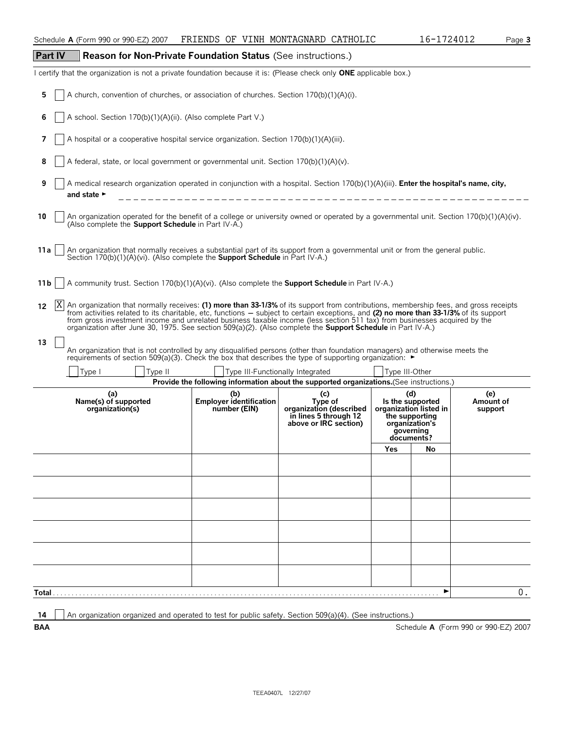Schedule **A** (Form 990 or 990-EZ) 2007 FRIENDS OF VINH MONTAGNARD CATHOLIC 16-1724012

## Part IV Reason for Non-Private Foundation Status (See instructions.)

I certify that the organization is not a private foundation because it is: (Please check only **ONE** applicable box.)

**5** [ ] A church, convention of churches, or association of churches. Section 170(b)(1)(A)(i).

**6** [ ] A school. Section 170(b)(1)(A)(ii). (Also complete Part V.)

**7** [ ] A hospital or a cooperative hospital service organization. Section 170(b)(1)(A)(iii).

**8** [ ] A federal, state, or local government or governmental unit. Section 170(b)(1)(A)(v).

**9** [ ] A medical research organization operated in conjunction with a hospital. Section 170(b)(1)(A)(iii). **Enter the hospital's name, city, and state** ►

**10** [ ] An organization operated for the benefit of a college or university owned or operated by a governmental unit. Section 170(b)(1)(A)(iv). (Also complete the **Support Schedule** in Part IV-A.)

**11a** [ ] An organization that normally receives a substantial part of its support from a governmental unit or from the general public. Section 170(b)(1)(A)(vi). (Also complete the **Support Schedule** in Part IV-A.)

**11b** [ ] A community trust. Section 170(b)(1)(A)(vi). (Also complete the **Support Schedule** in Part IV-A.)

**12** [X] An organization that normally receives: **(1) more than 33-1/3%** of its support from contributions, membership fees, and gross receipts from activities related to its charitable, etc, functions — subject to certain exceptions, and **(2) no more than 33-1/3%** of its support from gross investment income and unrelated business taxable income (less section 511 tax) from businesses acquired by the organization after June 30, 1975. See section 509(a)(2). (Also complete the **Support Schedule** in Part IV-A.)

**13** [ ] An organization that is not controlled by any disqualified persons (other than foundation managers) and otherwise meets the requirements of section 509(a)(3). Check the box that describes the type of supporting organization: ►

[ ] Type I [ ] Type II [ ] Type III-Functionally Integrated [ ] Type III-Other

**Provide the following information about the supported organizations.**(See instructions.)

| (a) Name(s) of supported organization(s) | (b) Employer identification number (EIN) | (c) Type of organization (described in lines 5 through 12 above or IRC section) | (d) Is the supported organization listed in the supporting organization's governing documents? | | (e) Amount of support |
|---|---|---|---|---|---|
| | | | Yes | No | |
| | | | | | |
| | | | | | |
| | | | | | |
| | | | | | |
| | | | | | |
| | | | | | |
| **Total** | | | | ► | 0. |

**14** [ ] An organization organized and operated to test for public safety. Section 509(a)(4). (See instructions.)

BAA Schedule **A** (Form 990 or 990-EZ) 2007

TEEA0407L 12/27/07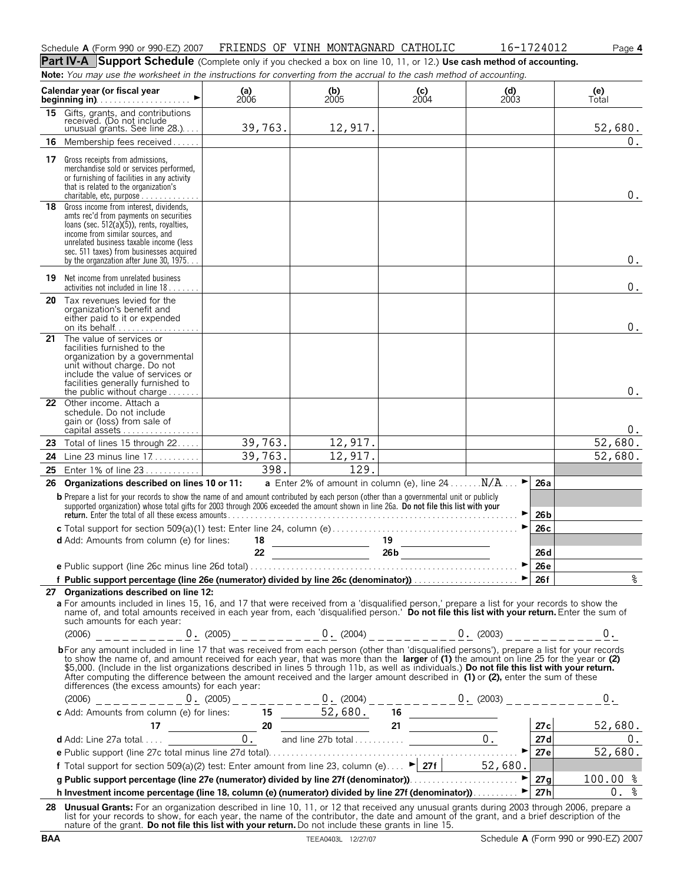Schedule **A** (Form 990 or 990-EZ) 2007 FRIENDS OF VINH MONTAGNARD CATHOLIC 16-1724012

## Part IV-A Support Schedule (Complete only if you checked a box on line 10, 11, or 12.) Use cash method of accounting.

**Note:** *You may use the worksheet in the instructions for converting from the accrual to the cash method of accounting.*

| Calendar year (or fiscal year beginning in) | (a) 2006 | (b) 2005 | (c) 2004 | (d) 2003 | (e) Total |
|---|---|---|---|---|---|
| **15** Gifts, grants, and contributions received. (Do not include unusual grants. See line 28.) | 39,763. | 12,917. | | | 52,680. |
| **16** Membership fees received | | | | | 0. |
| **17** Gross receipts from admissions, merchandise sold or services performed, or furnishing of facilities in any activity that is related to the organization's charitable, etc, purpose | | | | | 0. |
| **18** Gross income from interest, dividends, amts rec'd from payments on securities loans (sec. 512(a)(5)), rents, royalties, income from similar sources, and unrelated business taxable income (less sec. 511 taxes) from businesses acquired by the organzation after June 30, 1975 | | | | | 0. |
| **19** Net income from unrelated business activities not included in line 18 | | | | | 0. |
| **20** Tax revenues levied for the organization's benefit and either paid to it or expended on its behalf | | | | | 0. |
| **21** The value of services or facilities furnished to the organization by a governmental unit without charge. Do not include the value of services or facilities generally furnished to the public without charge | | | | | 0. |
| **22** Other income. Attach a schedule. Do not include gain or (loss) from sale of capital assets | | | | | 0. |
| **23** Total of lines 15 through 22 | 39,763. | 12,917. | | | 52,680. |
| **24** Line 23 minus line 17 | 39,763. | 12,917. | | | 52,680. |
| **25** Enter 1% of line 23 | 398. | 129. | | | |

**26 Organizations described on lines 10 or 11:** **a** Enter 2% of amount in column (e), line 24 . . . . . . N/A ► **26a**

**b** Prepare a list for your records to show the name of and amount contributed by each person (other than a governmental unit or publicly supported organization) whose total gifts for 2003 through 2006 exceeded the amount shown in line 26a. **Do not file this list with your return.** Enter the total of all these excess amounts ► **26b**

**c** Total support for section 509(a)(1) test: Enter line 24, column (e) ► **26c**

**d** Add: Amounts from column (e) for lines: **18** ______ **19** ______ **22** ______ **26b** ______ **26d**

**e** Public support (line 26c minus line 26d total) ► **26e**

**f Public support percentage (line 26e (numerator) divided by line 26c (denominator))** ► **26f** %

**27 Organizations described on line 12:**

**a** For amounts included in lines 15, 16, and 17 that were received from a 'disqualified person,' prepare a list for your records to show the name of, and total amounts received in each year from, each 'disqualified person.' **Do not file this list with your return.** Enter the sum of such amounts for each year:

(2006) 0. (2005) 0. (2004) 0. (2003) 0.

**b** For any amount included in line 17 that was received from each person (other than 'disqualified persons'), prepare a list for your records to show the name of, and amount received for each year, that was more than the **larger** of **(1)** the amount on line 25 for the year or **(2)** $5,000. (Include in the list organizations described in lines 5 through 11b, as well as individuals.) **Do not file this list with your return.** After computing the difference between the amount received and the larger amount described in **(1)** or **(2)**, enter the sum of these differences (the excess amounts) for each year:

(2006) 0. (2005) 0. (2004) 0. (2003) 0.

**c** Add: Amounts from column (e) for lines: **15** 52,680. **16** ______ **17** ______ **20** ______ **21** ______ **27c** 52,680.

**d** Add: Line 27a total 0. and line 27b total 0. **27d** 0.

**e** Public support (line 27c total minus line 27d total) ► **27e** 52,680.

**f** Total support for section 509(a)(2) test: Enter amount from line 23, column (e) ► **27f** 52,680.

**g Public support percentage (line 27e (numerator) divided by line 27f (denominator))** ► **27g** 100.00 %

**h Investment income percentage (line 18, column (e) (numerator) divided by line 27f (denominator))** ► **27h** 0. %

**28 Unusual Grants:** For an organization described in line 10, 11, or 12 that received any unusual grants during 2003 through 2006, prepare a list for your records to show, for each year, the name of the contributor, the date and amount of the grant, and a brief description of the nature of the grant. **Do not file this list with your return.** Do not include these grants in line 15.

BAA TEEA0403L 12/27/07 Schedule **A** (Form 990 or 990-EZ) 2007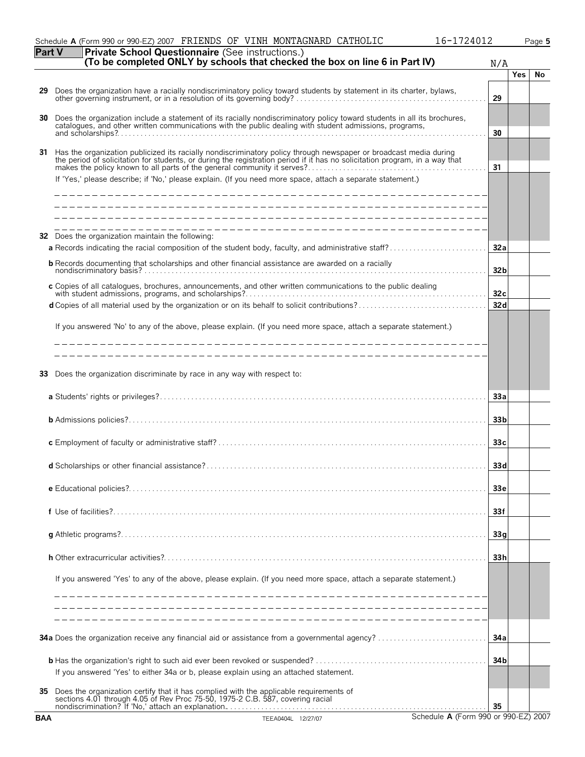Schedule **A** (Form 990 or 990-EZ) 2007 FRIENDS OF VINH MONTAGNARD CATHOLIC 16-1724012

**Part V** **Private School Questionnaire** (See instructions.)
**(To be completed ONLY by schools that checked the box on line 6 in Part IV)** N/A

| | | | Yes | No |
|---|---|---|---|---|
| **29** | Does the organization have a racially nondiscriminatory policy toward students by statement in its charter, bylaws, other governing instrument, or in a resolution of its governing body? | **29** | | |
| **30** | Does the organization include a statement of its racially nondiscriminatory policy toward students in all its brochures, catalogues, and other written communications with the public dealing with student admissions, programs, and scholarships? | **30** | | |
| **31** | Has the organization publicized its racially nondiscriminatory policy through newspaper or broadcast media during the period of solicitation for students, or during the registration period if it has no solicitation program, in a way that makes the policy known to all parts of the general community it serves? | **31** | | |
| | If 'Yes,' please describe; if 'No,' please explain. (If you need more space, attach a separate statement.) | | | |
| **32** | Does the organization maintain the following: | | | |
| | **a** Records indicating the racial composition of the student body, faculty, and administrative staff? | **32a** | | |
| | **b** Records documenting that scholarships and other financial assistance are awarded on a racially nondiscriminatory basis? | **32b** | | |
| | **c** Copies of all catalogues, brochures, announcements, and other written communications to the public dealing with student admissions, programs, and scholarships? | **32c** | | |
| | **d** Copies of all material used by the organization or on its behalf to solicit contributions? | **32d** | | |
| | If you answered 'No' to any of the above, please explain. (If you need more space, attach a separate statement.) | | | |
| **33** | Does the organization discriminate by race in any way with respect to: | | | |
| | **a** Students' rights or privileges? | **33a** | | |
| | **b** Admissions policies? | **33b** | | |
| | **c** Employment of faculty or administrative staff? | **33c** | | |
| | **d** Scholarships or other financial assistance? | **33d** | | |
| | **e** Educational policies? | **33e** | | |
| | **f** Use of facilities? | **33f** | | |
| | **g** Athletic programs? | **33g** | | |
| | **h** Other extracurricular activities? | **33h** | | |
| | If you answered 'Yes' to any of the above, please explain. (If you need more space, attach a separate statement.) | | | |
| **34a** | Does the organization receive any financial aid or assistance from a governmental agency? | **34a** | | |
| **b** | Has the organization's right to such aid ever been revoked or suspended? | **34b** | | |
| | If you answered 'Yes' to either 34a or b, please explain using an attached statement. | | | |
| **35** | Does the organization certify that it has complied with the applicable requirements of sections 4.01 through 4.05 of Rev Proc 75-50, 1975-2 C.B. 587, covering racial nondiscrimination? If 'No,' attach an explanation. | **35** | | |

BAA TEEA0404L 12/27/07 Schedule **A** (Form 990 or 990-EZ) 2007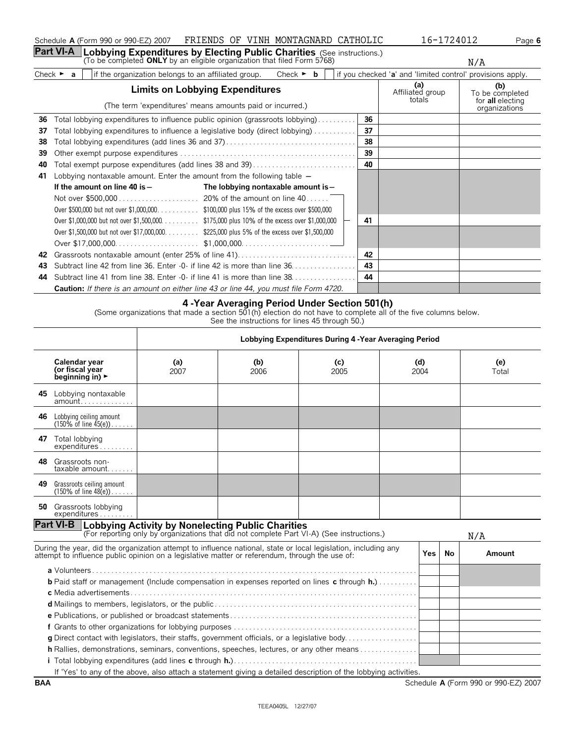Schedule **A** (Form 990 or 990-EZ) 2007 FRIENDS OF VINH MONTAGNARD CATHOLIC 16-1724012

## Part VI-A Lobbying Expenditures by Electing Public Charities (See instructions.)

(To be completed **ONLY** by an eligible organization that filed Form 5768)

N/A

Check ► **a** ☐ if the organization belongs to an affiliated group. Check ► **b** ☐ if you checked '**a**' and 'limited control' provisions apply.

| | **Limits on Lobbying Expenditures** (The term 'expenditures' means amounts paid or incurred.) | | **(a)** Affiliated group totals | **(b)** To be completed for **all** electing organizations |
|---|---|---|---|---|
| **36** | Total lobbying expenditures to influence public opinion (grassroots lobbying) | **36** | | |
| **37** | Total lobbying expenditures to influence a legislative body (direct lobbying) | **37** | | |
| **38** | Total lobbying expenditures (add lines 36 and 37) | **38** | | |
| **39** | Other exempt purpose expenditures | **39** | | |
| **40** | Total exempt purpose expenditures (add lines 38 and 39) | **40** | | |
| **41** | Lobbying nontaxable amount. Enter the amount from the following table — | **41** | | |
| **42** | Grassroots nontaxable amount (enter 25% of line 41) | **42** | | |
| **43** | Subtract line 42 from line 36. Enter -0- if line 42 is more than line 36 | **43** | | |
| **44** | Subtract line 41 from line 38. Enter -0- if line 41 is more than line 38 | **44** | | |

| **If the amount on line 40 is —** | **The lobbying nontaxable amount is —** |
|---|---|
| Not over $500,000 | 20% of the amount on line 40 |
| Over $500,000 but not over $1,000,000 | $100,000 plus 15% of the excess over $500,000 |
| Over $1,000,000 but not over $1,500,000 | $175,000 plus 10% of the excess over $1,000,000 |
| Over $1,500,000 but not over $17,000,000 | $225,000 plus 5% of the excess over $1,500,000 |
| Over $17,000,000 | $1,000,000 |

**Caution:** *If there is an amount on either line 43 or line 44, you must file Form 4720.*

### 4 -Year Averaging Period Under Section 501(h)

(Some organizations that made a section 501(h) election do not have to complete all of the five columns below. See the instructions for lines 45 through 50.)

| | Lobbying Expenditures During 4 -Year Averaging Period | | | | |
|---|---|---|---|---|---|
| **Calendar year (or fiscal year beginning in)** ► | **(a)** 2007 | **(b)** 2006 | **(c)** 2005 | **(d)** 2004 | **(e)** Total |
| **45** Lobbying nontaxable amount | | | | | |
| **46** Lobbying ceiling amount (150% of line 45(e)) | | | | | |
| **47** Total lobbying expenditures | | | | | |
| **48** Grassroots non-taxable amount | | | | | |
| **49** Grassroots ceiling amount (150% of line 48(e)) | | | | | |
| **50** Grassroots lobbying expenditures | | | | | |

## Part VI-B Lobbying Activity by Nonelecting Public Charities

(For reporting only by organizations that did not complete Part VI-A) (See instructions.)

N/A

| During the year, did the organization attempt to influence national, state or local legislation, including any attempt to influence public opinion on a legislative matter or referendum, through the use of: | Yes | No | Amount |
|---|---|---|---|
| **a** Volunteers | | | |
| **b** Paid staff or management (Include compensation in expenses reported on lines **c** through **h.**) | | | |
| **c** Media advertisements | | | |
| **d** Mailings to members, legislators, or the public | | | |
| **e** Publications, or published or broadcast statements | | | |
| **f** Grants to other organizations for lobbying purposes | | | |
| **g** Direct contact with legislators, their staffs, government officials, or a legislative body | | | |
| **h** Rallies, demonstrations, seminars, conventions, speeches, lectures, or any other means | | | |
| **i** Total lobbying expenditures (add lines **c** through **h.**) | | | |

If 'Yes' to any of the above, also attach a statement giving a detailed description of the lobbying activities.

**BAA** Schedule **A** (Form 990 or 990-EZ) 2007

TEEA0405L 12/27/07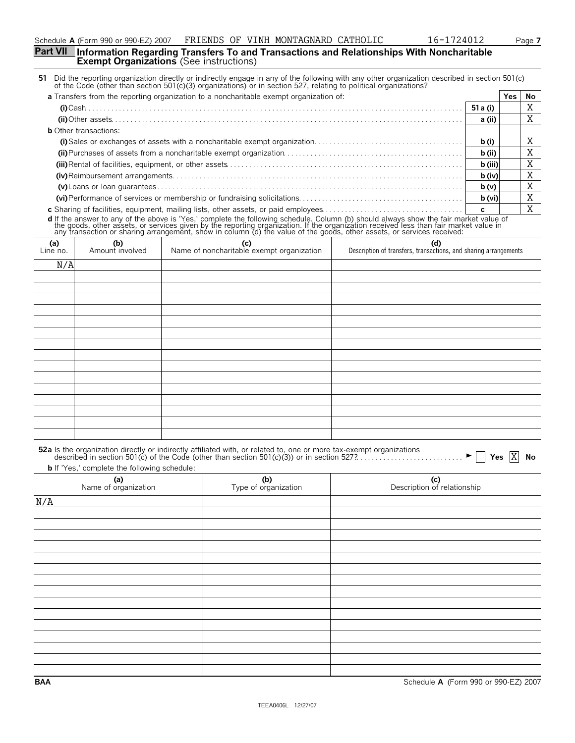Schedule **A** (Form 990 or 990-EZ) 2007 FRIENDS OF VINH MONTAGNARD CATHOLIC 16-1724012

## Part VII Information Regarding Transfers To and Transactions and Relationships With Noncharitable Exempt Organizations (See instructions)

**51** Did the reporting organization directly or indirectly engage in any of the following with any other organization described in section 501(c) of the Code (other than section 501(c)(3) organizations) or in section 527, relating to political organizations?

| | | Yes | No |
|---|---|---|---|
| **a** Transfers from the reporting organization to a noncharitable exempt organization of: | | | |
| **(i)** Cash | 51 a (i) | | X |
| **(ii)** Other assets | a (ii) | | X |
| **b** Other transactions: | | | |
| **(i)** Sales or exchanges of assets with a noncharitable exempt organization | b (i) | | X |
| **(ii)** Purchases of assets from a noncharitable exempt organization | b (ii) | | X |
| **(iii)** Rental of facilities, equipment, or other assets | b (iii) | | X |
| **(iv)** Reimbursement arrangements | b (iv) | | X |
| **(v)** Loans or loan guarantees | b (v) | | X |
| **(vi)** Performance of services or membership or fundraising solicitations | b (vi) | | X |
| **c** Sharing of facilities, equipment, mailing lists, other assets, or paid employees | c | | X |

**d** If the answer to any of the above is 'Yes,' complete the following schedule. Column (b) should always show the fair market value of the goods, other assets, or services given by the reporting organization. If the organization received less than fair market value in any transaction or sharing arrangement, show in column (d) the value of the goods, other assets, or services received:

| (a) Line no. | (b) Amount involved | (c) Name of noncharitable exempt organization | (d) Description of transfers, transactions, and sharing arrangements |
|---|---|---|---|
| N/A | | | |

**52a** Is the organization directly or indirectly affiliated with, or related to, one or more tax-exempt organizations described in section 501(c) of the Code (other than section 501(c)(3)) or in section 527? ► ☐ Yes ☒ No

**b** If 'Yes,' complete the following schedule:

| (a) Name of organization | (b) Type of organization | (c) Description of relationship |
|---|---|---|
| N/A | | |

BAA Schedule **A** (Form 990 or 990-EZ) 2007

TEEA0406L 12/27/07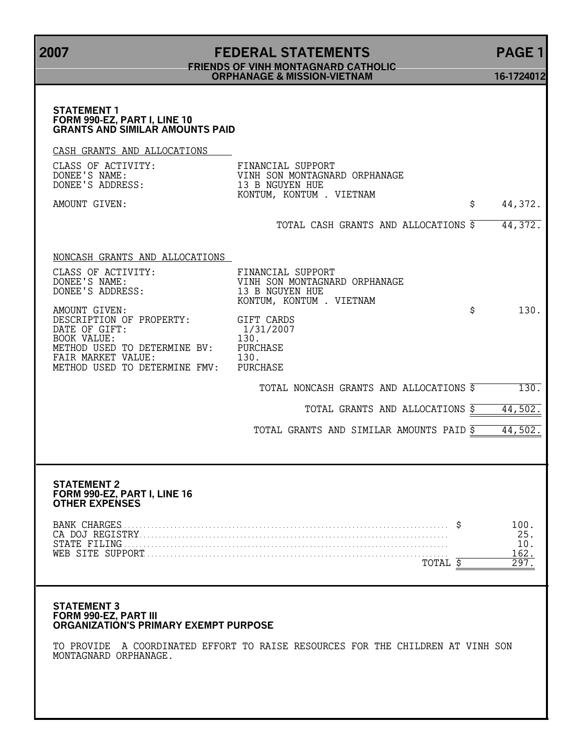## STATEMENT 1
## FORM 990-EZ, PART I, LINE 10
## GRANTS AND SIMILAR AMOUNTS PAID

CASH GRANTS AND ALLOCATIONS

| | | |
|---|---|---|
| CLASS OF ACTIVITY: | FINANCIAL SUPPORT | |
| DONEE'S NAME: | VINH SON MONTAGNARD ORPHANAGE | |
| DONEE'S ADDRESS: | 13 B NGUYEN HUE<br>KONTUM, KONTUM . VIETNAM | |
| AMOUNT GIVEN: | | $ 44,372. |
| | TOTAL CASH GRANTS AND ALLOCATIONS | $ 44,372. |

NONCASH GRANTS AND ALLOCATIONS

| | | |
|---|---|---|
| CLASS OF ACTIVITY: | FINANCIAL SUPPORT | |
| DONEE'S NAME: | VINH SON MONTAGNARD ORPHANAGE | |
| DONEE'S ADDRESS: | 13 B NGUYEN HUE<br>KONTUM, KONTUM . VIETNAM | |
| AMOUNT GIVEN: | | $ 130. |
| DESCRIPTION OF PROPERTY: | GIFT CARDS | |
| DATE OF GIFT: | 1/31/2007 | |
| BOOK VALUE: | 130. | |
| METHOD USED TO DETERMINE BV: | PURCHASE | |
| FAIR MARKET VALUE: | 130. | |
| METHOD USED TO DETERMINE FMV: | PURCHASE | |
| | TOTAL NONCASH GRANTS AND ALLOCATIONS | $ 130. |
| | TOTAL GRANTS AND ALLOCATIONS | $ 44,502. |
| | TOTAL GRANTS AND SIMILAR AMOUNTS PAID | $ 44,502. |

## STATEMENT 2
## FORM 990-EZ, PART I, LINE 16
## OTHER EXPENSES

| | |
|---|---|
| BANK CHARGES | $ 100. |
| CA DOJ REGISTRY | 25. |
| STATE FILING | 10. |
| WEB SITE SUPPORT | 162. |
| TOTAL | $ 297. |

## STATEMENT 3
## FORM 990-EZ, PART III
## ORGANIZATION'S PRIMARY EXEMPT PURPOSE

TO PROVIDE A COORDINATED EFFORT TO RAISE RESOURCES FOR THE CHILDREN AT VINH SON MONTAGNARD ORPHANAGE.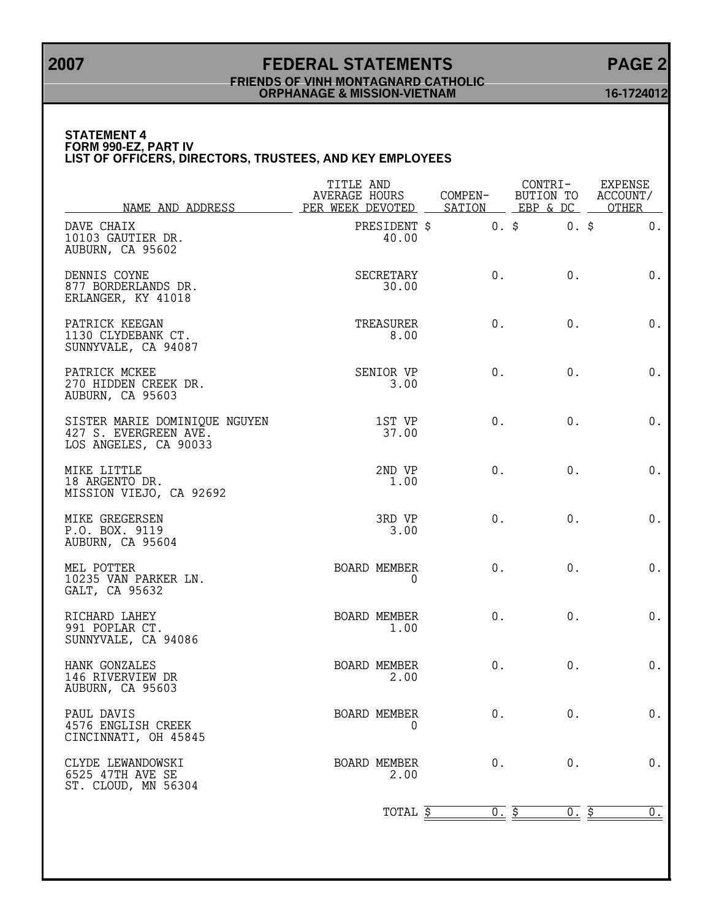# 2007 FEDERAL STATEMENTS

**FRIENDS OF VINH MONTAGNARD CATHOLIC ORPHANAGE & MISSION-VIETNAM**

**16-1724012**

### STATEMENT 4
### FORM 990-EZ, PART IV
### LIST OF OFFICERS, DIRECTORS, TRUSTEES, AND KEY EMPLOYEES

| NAME AND ADDRESS | TITLE AND AVERAGE HOURS PER WEEK DEVOTED | COMPEN-SATION | CONTRI-BUTION TO EBP & DC | EXPENSE ACCOUNT/ OTHER |
|---|---|---|---|---|
| DAVE CHAIX<br>10103 GAUTIER DR.<br>AUBURN, CA 95602 | PRESIDENT<br>40.00 | $ 0. | $ 0. | $ 0. |
| DENNIS COYNE<br>877 BORDERLANDS DR.<br>ERLANGER, KY 41018 | SECRETARY<br>30.00 | 0. | 0. | 0. |
| PATRICK KEEGAN<br>1130 CLYDEBANK CT.<br>SUNNYVALE, CA 94087 | TREASURER<br>8.00 | 0. | 0. | 0. |
| PATRICK MCKEE<br>270 HIDDEN CREEK DR.<br>AUBURN, CA 95603 | SENIOR VP<br>3.00 | 0. | 0. | 0. |
| SISTER MARIE DOMINIQUE NGUYEN<br>427 S. EVERGREEN AVE.<br>LOS ANGELES, CA 90033 | 1ST VP<br>37.00 | 0. | 0. | 0. |
| MIKE LITTLE<br>18 ARGENTO DR.<br>MISSION VIEJO, CA 92692 | 2ND VP<br>1.00 | 0. | 0. | 0. |
| MIKE GREGERSEN<br>P.O. BOX. 9119<br>AUBURN, CA 95604 | 3RD VP<br>3.00 | 0. | 0. | 0. |
| MEL POTTER<br>10235 VAN PARKER LN.<br>GALT, CA 95632 | BOARD MEMBER<br>0 | 0. | 0. | 0. |
| RICHARD LAHEY<br>991 POPLAR CT.<br>SUNNYVALE, CA 94086 | BOARD MEMBER<br>1.00 | 0. | 0. | 0. |
| HANK GONZALES<br>146 RIVERVIEW DR<br>AUBURN, CA 95603 | BOARD MEMBER<br>2.00 | 0. | 0. | 0. |
| PAUL DAVIS<br>4576 ENGLISH CREEK<br>CINCINNATI, OH 45845 | BOARD MEMBER<br>0 | 0. | 0. | 0. |
| CLYDE LEWANDOWSKI<br>6525 47TH AVE SE<br>ST. CLOUD, MN 56304 | BOARD MEMBER<br>2.00 | 0. | 0. | 0. |
| | TOTAL | $ 0. | $ 0. | $ 0. |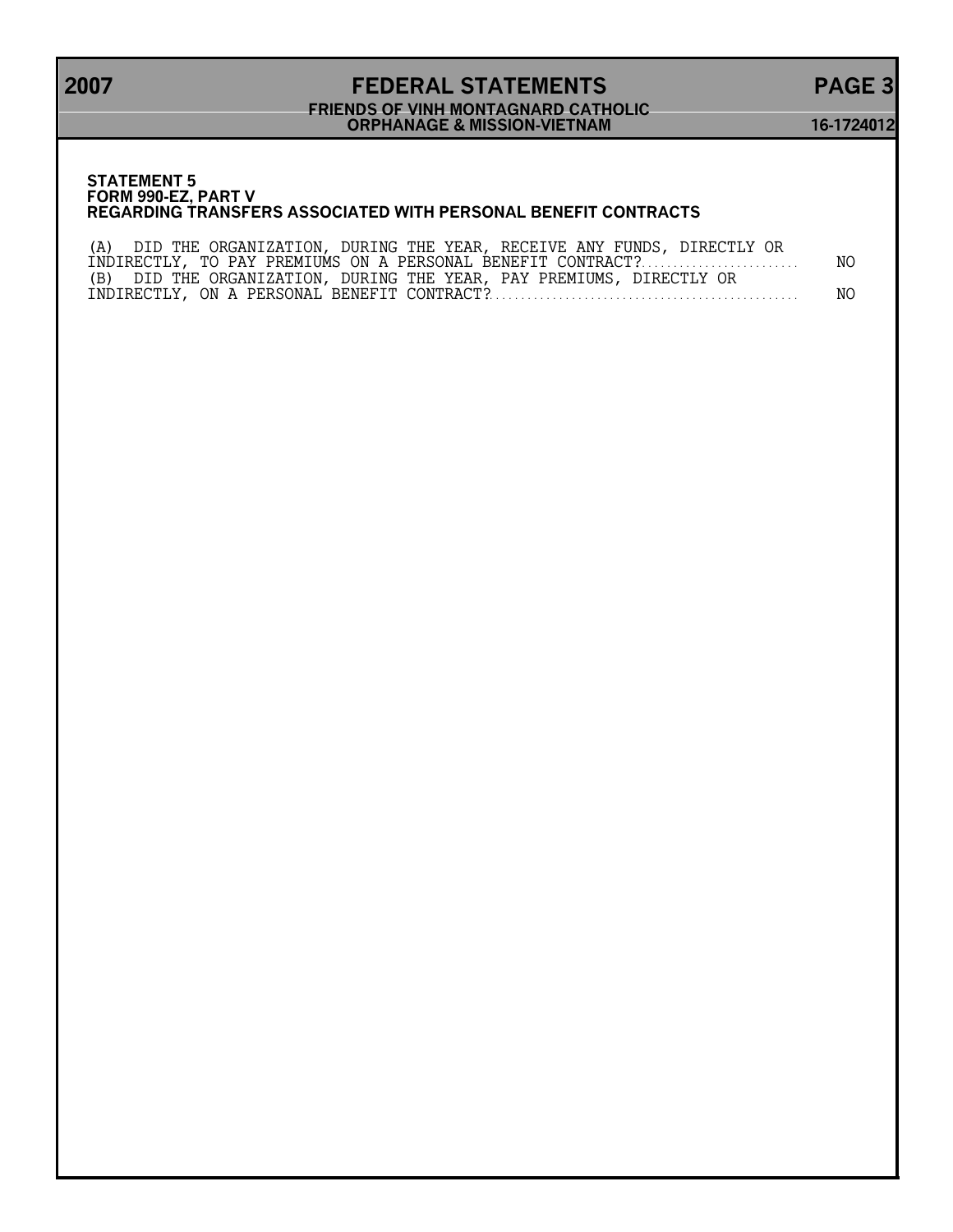## STATEMENT 5
## FORM 990-EZ, PART V
## REGARDING TRANSFERS ASSOCIATED WITH PERSONAL BENEFIT CONTRACTS

| | |
|---|---|
| (A) DID THE ORGANIZATION, DURING THE YEAR, RECEIVE ANY FUNDS, DIRECTLY OR INDIRECTLY, TO PAY PREMIUMS ON A PERSONAL BENEFIT CONTRACT? | NO |
| (B) DID THE ORGANIZATION, DURING THE YEAR, PAY PREMIUMS, DIRECTLY OR INDIRECTLY, ON A PERSONAL BENEFIT CONTRACT? | NO |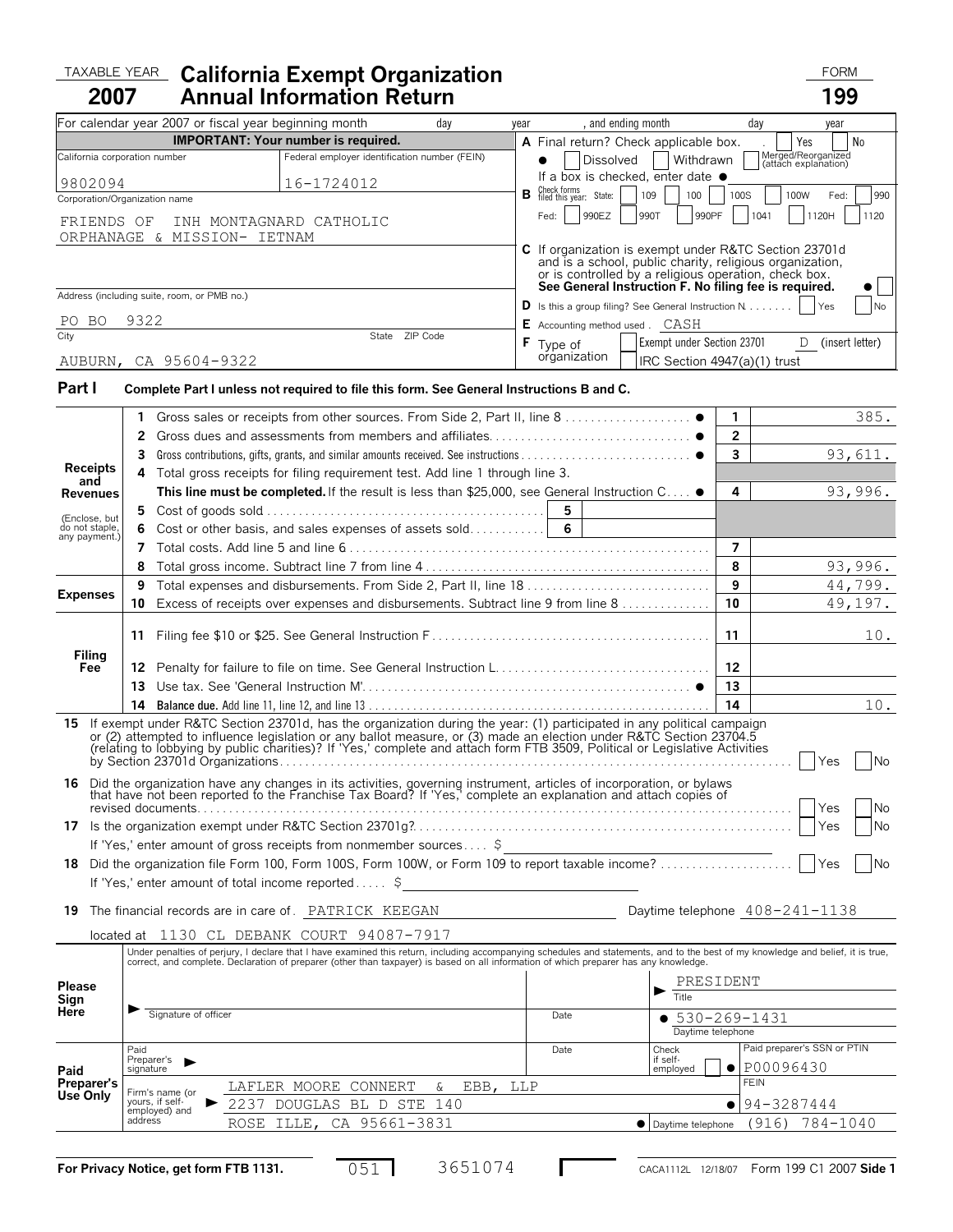TAXABLE YEAR **2007**

# California Exempt Organization Annual Information Return

FORM **199**

For calendar year 2007 or fiscal year beginning month ___ day ___ year ___, and ending month ___ day ___ year ___

**IMPORTANT: Your number is required.**

| California corporation number | Federal employer identification number (FEIN) |
|---|---|
| 9802094 | 16-1724012 |

Corporation/Organization name

FRIENDS OF INH MONTAGNARD CATHOLIC ORPHANAGE & MISSION- IETNAM

Address (including suite, room, or PMB no.)

PO BO 9322

City / State / ZIP Code

AUBURN, CA 95604-9322

**A** Final return? Check applicable box. ☐ Yes ☐ No
● ☐ Dissolved ☐ Withdrawn ☐ Merged/Reorganized (attach explanation)
If a box is checked, enter date ●

**B** Check forms filed this year: State: ☐ 109 ☐ 100 ☐ 100S ☐ 100W Fed: ☐ 990
Fed: ☐ 990EZ ☐ 990T ☐ 990PF ☐ 1041 ☐ 1120H ☐ 1120

**C** If organization is exempt under R&TC Section 23701d and is a school, public charity, religious organization, or is controlled by a religious operation, check box. **See General Instruction F. No filing fee is required.** ● ☐

**D** Is this a group filing? See General Instruction N. ☐ Yes ☐ No

**E** Accounting method used . CASH

**F** Type of organization ☐ Exempt under Section 23701 D (insert letter) ☐ IRC Section 4947(a)(1) trust

## Part I Complete Part I unless not required to file this form. See General Instructions B and C.

| Section | Line | Description | Line No. | Amount |
|---|---|---|---|---|
| **Receipts and Revenues** (Enclose, but do not staple, any payment.) | 1 | Gross sales or receipts from other sources. From Side 2, Part II, line 8 ● | 1 | 385. |
| | 2 | Gross dues and assessments from members and affiliates ● | 2 | |
| | 3 | Gross contributions, gifts, grants, and similar amounts received. See instructions ● | 3 | 93,611. |
| | 4 | Total gross receipts for filing requirement test. Add line 1 through line 3. **This line must be completed.** If the result is less than $25,000, see General Instruction C ● | 4 | 93,996. |
| | 5 | Cost of goods sold | 5 | |
| | 6 | Cost or other basis, and sales expenses of assets sold | 6 | |
| | 7 | Total costs. Add line 5 and line 6 | 7 | |
| | 8 | Total gross income. Subtract line 7 from line 4 | 8 | 93,996. |
| **Expenses** | 9 | Total expenses and disbursements. From Side 2, Part II, line 18 | 9 | 44,799. |
| | 10 | Excess of receipts over expenses and disbursements. Subtract line 9 from line 8 | 10 | 49,197. |
| **Filing Fee** | 11 | Filing fee $10 or $25. See General Instruction F | 11 | 10. |
| | 12 | Penalty for failure to file on time. See General Instruction L | 12 | |
| | 13 | Use tax. See 'General Instruction M' ● | 13 | |
| | 14 | **Balance due.** Add line 11, line 12, and line 13 | 14 | 10. |

**15** If exempt under R&TC Section 23701d, has the organization during the year: (1) participated in any political campaign or (2) attempted to influence legislation or any ballot measure, or (3) made an election under R&TC Section 23704.5 (relating to lobbying by public charities)? If 'Yes,' complete and attach form FTB 3509, Political or Legislative Activities by Section 23701d Organizations ☐ Yes ☐ No

**16** Did the organization have any changes in its activities, governing instrument, articles of incorporation, or bylaws that have not been reported to the Franchise Tax Board? If 'Yes,' complete an explanation and attach copies of revised documents ☐ Yes ☐ No

**17** Is the organization exempt under R&TC Section 23701g? ☐ Yes ☐ No
If 'Yes,' enter amount of gross receipts from nonmember sources $

**18** Did the organization file Form 100, Form 100S, Form 100W, or Form 109 to report taxable income? ☐ Yes ☐ No
If 'Yes,' enter amount of total income reported $

**19** The financial records are in care of . PATRICK KEEGAN Daytime telephone 408-241-1138
located at 1130 CL DEBANK COURT 94087-7917

**Please Sign Here**

Under penalties of perjury, I declare that I have examined this return, including accompanying schedules and statements, and to the best of my knowledge and belief, it is true, correct, and complete. Declaration of preparer (other than taxpayer) is based on all information of which preparer has any knowledge.

Signature of officer ___ Date ___ Title: PRESIDENT
Daytime telephone: ● 530-269-1431

**Paid Preparer's Use Only**

Paid Preparer's signature ___ Date ___ Check if self-employed ☐ Paid preparer's SSN or PTIN: ● P00096430

Firm's name (or yours, if self-employed) and address: LAFLER MOORE CONNERT & EBB, LLP
2237 DOUGLAS BL D STE 140
ROSE ILLE, CA 95661-3831

FEIN: ● 94-3287444
Daytime telephone: (916) 784-1040

**For Privacy Notice, get form FTB 1131.** 051 3651074 CACA1112L 12/18/07 Form 199 C1 2007 **Side 1**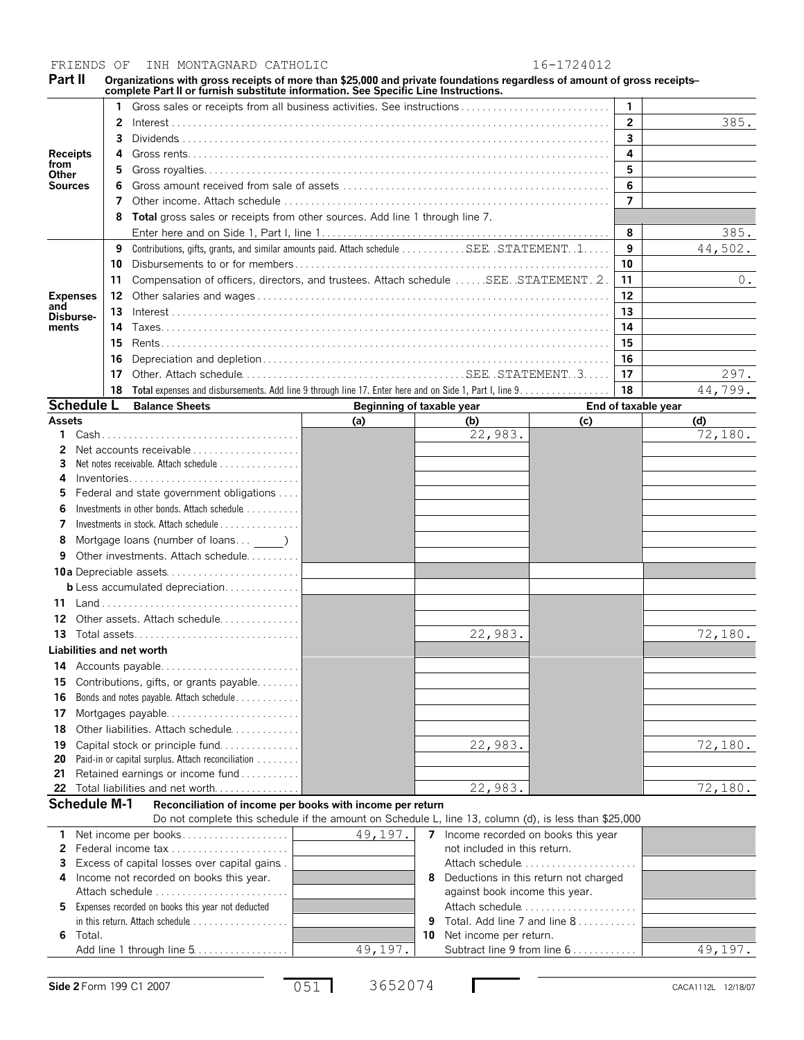FRIENDS OF INH MONTAGNARD CATHOLIC 16-1724012

## Part II

**Organizations with gross receipts of more than $25,000 and private foundations regardless of amount of gross receipts– complete Part II or furnish substitute information. See Specific Line Instructions.**

| | | | | |
|---|---|---|---|---|
| **Receipts from Other Sources** | 1 | Gross sales or receipts from all business activities. See instructions | 1 | |
| | 2 | Interest | 2 | 385. |
| | 3 | Dividends | 3 | |
| | 4 | Gross rents | 4 | |
| | 5 | Gross royalties | 5 | |
| | 6 | Gross amount received from sale of assets | 6 | |
| | 7 | Other income. Attach schedule | 7 | |
| | 8 | **Total** gross sales or receipts from other sources. Add line 1 through line 7. Enter here and on Side 1, Part I, line 1 | 8 | 385. |
| **Expenses and Disbursements** | 9 | Contributions, gifts, grants, and similar amounts paid. Attach schedule SEE STATEMENT 1 | 9 | 44,502. |
| | 10 | Disbursements to or for members | 10 | |
| | 11 | Compensation of officers, directors, and trustees. Attach schedule SEE STATEMENT 2 | 11 | 0. |
| | 12 | Other salaries and wages | 12 | |
| | 13 | Interest | 13 | |
| | 14 | Taxes | 14 | |
| | 15 | Rents | 15 | |
| | 16 | Depreciation and depletion | 16 | |
| | 17 | Other. Attach schedule SEE STATEMENT 3 | 17 | 297. |
| | 18 | **Total** expenses and disbursements. Add line 9 through line 17. Enter here and on Side 1, Part I, line 9 | 18 | 44,799. |

## Schedule L Balance Sheets

| | Beginning of taxable year (a) | (b) | End of taxable year (c) | (d) |
|---|---|---|---|---|
| **Assets** | | | | |
| 1 Cash | | 22,983. | | 72,180. |
| 2 Net accounts receivable | | | | |
| 3 Net notes receivable. Attach schedule | | | | |
| 4 Inventories | | | | |
| 5 Federal and state government obligations | | | | |
| 6 Investments in other bonds. Attach schedule | | | | |
| 7 Investments in stock. Attach schedule | | | | |
| 8 Mortgage loans (number of loans... ____) | | | | |
| 9 Other investments. Attach schedule | | | | |
| 10a Depreciable assets | | | | |
| b Less accumulated depreciation | | | | |
| 11 Land | | | | |
| 12 Other assets. Attach schedule | | | | |
| 13 Total assets | | 22,983. | | 72,180. |
| **Liabilities and net worth** | | | | |
| 14 Accounts payable | | | | |
| 15 Contributions, gifts, or grants payable | | | | |
| 16 Bonds and notes payable. Attach schedule | | | | |
| 17 Mortgages payable | | | | |
| 18 Other liabilities. Attach schedule | | | | |
| 19 Capital stock or principle fund | | 22,983. | | 72,180. |
| 20 Paid-in or capital surplus. Attach reconciliation | | | | |
| 21 Retained earnings or income fund | | | | |
| 22 Total liabilities and net worth | | 22,983. | | 72,180. |

## Schedule M-1 Reconciliation of income per books with income per return

Do not complete this schedule if the amount on Schedule L, line 13, column (d), is less than $25,000

| | | | |
|---|---|---|---|
| 1 Net income per books | 49,197. | 7 Income recorded on books this year not included in this return. Attach schedule | |
| 2 Federal income tax | | | |
| 3 Excess of capital losses over capital gains | | | |
| 4 Income not recorded on books this year. Attach schedule | | 8 Deductions in this return not charged against book income this year. Attach schedule | |
| 5 Expenses recorded on books this year not deducted in this return. Attach schedule | | 9 Total. Add line 7 and line 8 | |
| 6 Total. Add line 1 through line 5 | 49,197. | 10 Net income per return. Subtract line 9 from line 6 | 49,197. |

Side 2 Form 199 C1 2007 051 3652074 CACA1112L 12/18/07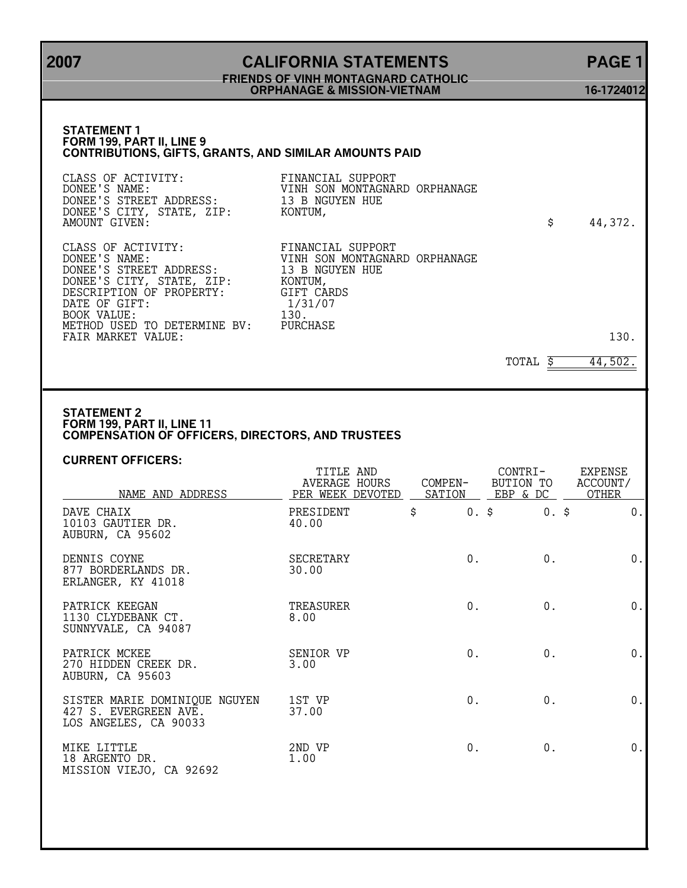# 2007 CALIFORNIA STATEMENTS

**FRIENDS OF VINH MONTAGNARD CATHOLIC ORPHANAGE & MISSION-VIETNAM** — 16-1724012

### STATEMENT 1
### FORM 199, PART II, LINE 9
### CONTRIBUTIONS, GIFTS, GRANTS, AND SIMILAR AMOUNTS PAID

| | | |
|---|---|---|
| CLASS OF ACTIVITY: | FINANCIAL SUPPORT | |
| DONEE'S NAME: | VINH SON MONTAGNARD ORPHANAGE | |
| DONEE'S STREET ADDRESS: | 13 B NGUYEN HUE | |
| DONEE'S CITY, STATE, ZIP: | KONTUM, | |
| AMOUNT GIVEN: | | $ 44,372. |
| | | |
| CLASS OF ACTIVITY: | FINANCIAL SUPPORT | |
| DONEE'S NAME: | VINH SON MONTAGNARD ORPHANAGE | |
| DONEE'S STREET ADDRESS: | 13 B NGUYEN HUE | |
| DONEE'S CITY, STATE, ZIP: | KONTUM, | |
| DESCRIPTION OF PROPERTY: | GIFT CARDS | |
| DATE OF GIFT: | 1/31/07 | |
| BOOK VALUE: | 130. | |
| METHOD USED TO DETERMINE BV: | PURCHASE | |
| FAIR MARKET VALUE: | | 130. |
| | TOTAL | $ 44,502. |

### STATEMENT 2
### FORM 199, PART II, LINE 11
### COMPENSATION OF OFFICERS, DIRECTORS, AND TRUSTEES

**CURRENT OFFICERS:**

| NAME AND ADDRESS | TITLE AND AVERAGE HOURS PER WEEK DEVOTED | COMPEN-SATION | CONTRI-BUTION TO EBP & DC | EXPENSE ACCOUNT/ OTHER |
|---|---|---|---|---|
| DAVE CHAIX<br>10103 GAUTIER DR.<br>AUBURN, CA 95602 | PRESIDENT<br>40.00 | $ 0. | $ 0. | $ 0. |
| DENNIS COYNE<br>877 BORDERLANDS DR.<br>ERLANGER, KY 41018 | SECRETARY<br>30.00 | 0. | 0. | 0. |
| PATRICK KEEGAN<br>1130 CLYDEBANK CT.<br>SUNNYVALE, CA 94087 | TREASURER<br>8.00 | 0. | 0. | 0. |
| PATRICK MCKEE<br>270 HIDDEN CREEK DR.<br>AUBURN, CA 95603 | SENIOR VP<br>3.00 | 0. | 0. | 0. |
| SISTER MARIE DOMINIQUE NGUYEN<br>427 S. EVERGREEN AVE.<br>LOS ANGELES, CA 90033 | 1ST VP<br>37.00 | 0. | 0. | 0. |
| MIKE LITTLE<br>18 ARGENTO DR.<br>MISSION VIEJO, CA 92692 | 2ND VP<br>1.00 | 0. | 0. | 0. |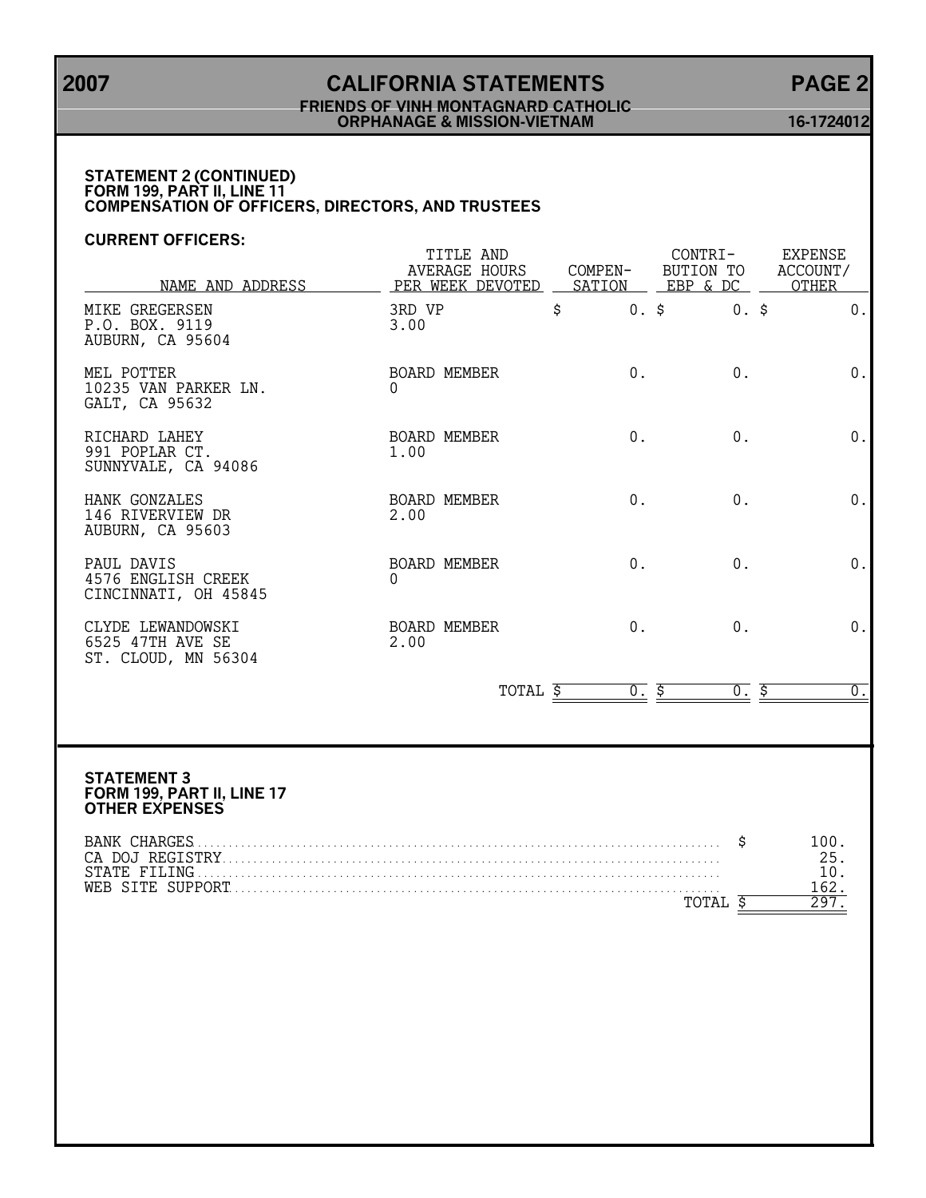**STATEMENT 2 (CONTINUED)**
**FORM 199, PART II, LINE 11**
**COMPENSATION OF OFFICERS, DIRECTORS, AND TRUSTEES**

**CURRENT OFFICERS:**

| NAME AND ADDRESS | TITLE AND AVERAGE HOURS PER WEEK DEVOTED | COMPEN-SATION | CONTRI-BUTION TO EBP & DC | EXPENSE ACCOUNT/ OTHER |
|---|---|---|---|---|
| MIKE GREGERSEN<br>P.O. BOX. 9119<br>AUBURN, CA 95604 | 3RD VP<br>3.00 | $ 0. | $ 0. | $ 0. |
| MEL POTTER<br>10235 VAN PARKER LN.<br>GALT, CA 95632 | BOARD MEMBER<br>0 | 0. | 0. | 0. |
| RICHARD LAHEY<br>991 POPLAR CT.<br>SUNNYVALE, CA 94086 | BOARD MEMBER<br>1.00 | 0. | 0. | 0. |
| HANK GONZALES<br>146 RIVERVIEW DR<br>AUBURN, CA 95603 | BOARD MEMBER<br>2.00 | 0. | 0. | 0. |
| PAUL DAVIS<br>4576 ENGLISH CREEK<br>CINCINNATI, OH 45845 | BOARD MEMBER<br>0 | 0. | 0. | 0. |
| CLYDE LEWANDOWSKI<br>6525 47TH AVE SE<br>ST. CLOUD, MN 56304 | BOARD MEMBER<br>2.00 | 0. | 0. | 0. |
| | TOTAL | $ 0. | $ 0. | $ 0. |

**STATEMENT 3**
**FORM 199, PART II, LINE 17**
**OTHER EXPENSES**

| | |
|---|---|
| BANK CHARGES | $ 100. |
| CA DOJ REGISTRY | 25. |
| STATE FILING | 10. |
| WEB SITE SUPPORT | 162. |
| TOTAL | $ 297. |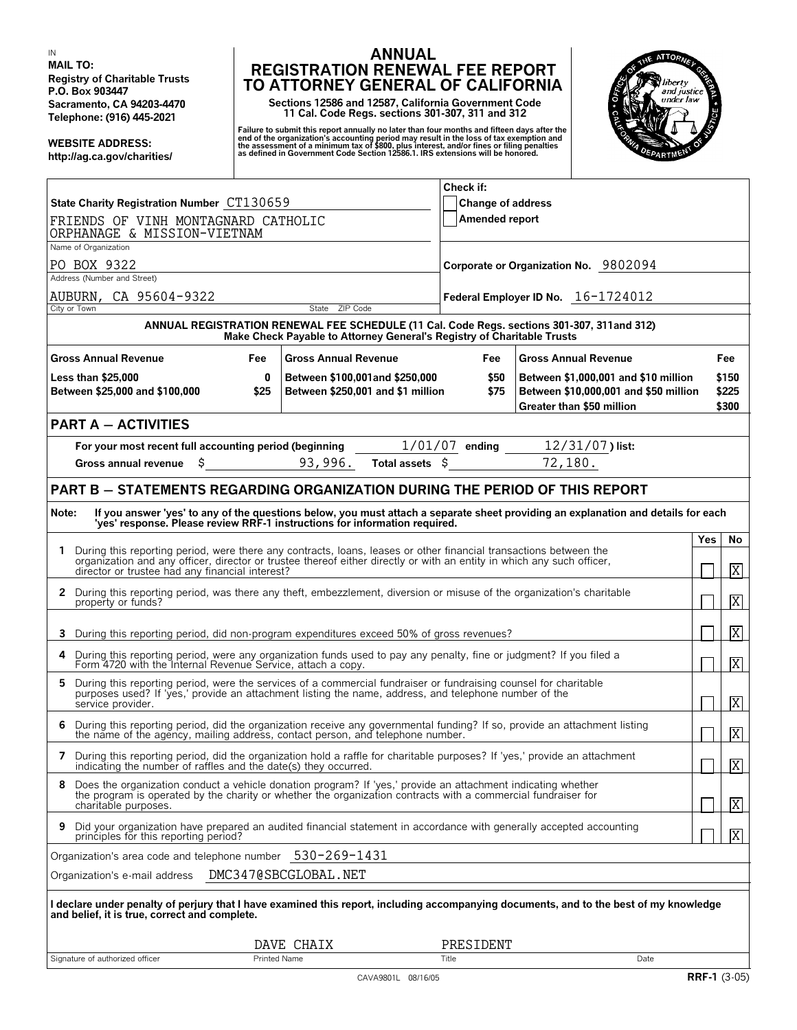IN

**MAIL TO:**
**Registry of Charitable Trusts**
**P.O. Box 903447**
**Sacramento, CA 94203-4470**
**Telephone: (916) 445-2021**

**WEBSITE ADDRESS:**
**http://ag.ca.gov/charities/**

# ANNUAL REGISTRATION RENEWAL FEE REPORT TO ATTORNEY GENERAL OF CALIFORNIA

**Sections 12586 and 12587, California Government Code**
**11 Cal. Code Regs. sections 301-307, 311 and 312**

**Failure to submit this report annually no later than four months and fifteen days after the end of the organization's accounting period may result in the loss of tax exemption and the assessment of a minimum tax of $800, plus interest, and/or fines or filing penalties as defined in Government Code Section 12586.1. IRS extensions will be honored.**

| | |
|---|---|
| **State Charity Registration Number** CT130659 | **Check if:** ☐ **Change of address** ☐ **Amended report** |
| FRIENDS OF VINH MONTAGNARD CATHOLIC ORPHANAGE & MISSION-VIETNAM<br>Name of Organization | |
| PO BOX 9322<br>Address (Number and Street) | **Corporate or Organization No.** 9802094 |
| AUBURN, CA 95604-9322<br>City or Town State ZIP Code | **Federal Employer ID No.** 16-1724012 |

**ANNUAL REGISTRATION RENEWAL FEE SCHEDULE (11 Cal. Code Regs. sections 301-307, 311and 312)**
**Make Check Payable to Attorney General's Registry of Charitable Trusts**

| Gross Annual Revenue | Fee | Gross Annual Revenue | Fee | Gross Annual Revenue | Fee |
|---|---|---|---|---|---|
| Less than $25,000 | 0 | Between $100,001and $250,000 | $50 | Between $1,000,001 and $10 million | $150 |
| Between $25,000 and $100,000 | $25 | Between $250,001 and $1 million | $75 | Between $10,000,001 and $50 million | $225 |
| | | | | Greater than $50 million | $300 |

## PART A — ACTIVITIES

For your most recent full accounting period (beginning 1/01/07 ending 12/31/07) list:

Gross annual revenue $ 93,996. Total assets $ 72,180.

## PART B — STATEMENTS REGARDING ORGANIZATION DURING THE PERIOD OF THIS REPORT

**Note: If you answer 'yes' to any of the questions below, you must attach a separate sheet providing an explanation and details for each 'yes' response. Please review RRF-1 instructions for information required.**

| | | Yes | No |
|---|---|---|---|
| 1 | During this reporting period, were there any contracts, loans, leases or other financial transactions between the organization and any officer, director or trustee thereof either directly or with an entity in which any such officer, director or trustee had any financial interest? | | X |
| 2 | During this reporting period, was there any theft, embezzlement, diversion or misuse of the organization's charitable property or funds? | | X |
| 3 | During this reporting period, did non-program expenditures exceed 50% of gross revenues? | | X |
| 4 | During this reporting period, were any organization funds used to pay any penalty, fine or judgment? If you filed a Form 4720 with the Internal Revenue Service, attach a copy. | | X |
| 5 | During this reporting period, were the services of a commercial fundraiser or fundraising counsel for charitable purposes used? If 'yes,' provide an attachment listing the name, address, and telephone number of the service provider. | | X |
| 6 | During this reporting period, did the organization receive any governmental funding? If so, provide an attachment listing the name of the agency, mailing address, contact person, and telephone number. | | X |
| 7 | During this reporting period, did the organization hold a raffle for charitable purposes? If 'yes,' provide an attachment indicating the number of raffles and the date(s) they occurred. | | X |
| 8 | Does the organization conduct a vehicle donation program? If 'yes,' provide an attachment indicating whether the program is operated by the charity or whether the organization contracts with a commercial fundraiser for charitable purposes. | | X |
| 9 | Did your organization have prepared an audited financial statement in accordance with generally accepted accounting principles for this reporting period? | | X |

Organization's area code and telephone number 530-269-1431

Organization's e-mail address DMC347@SBCGLOBAL.NET

**I declare under penalty of perjury that I have examined this report, including accompanying documents, and to the best of my knowledge and belief, it is true, correct and complete.**

| Signature of authorized officer | Printed Name | Title | Date |
|---|---|---|---|
| | DAVE CHAIX | PRESIDENT | |

CAVA9801L 08/16/05

**RRF-1** (3-05)